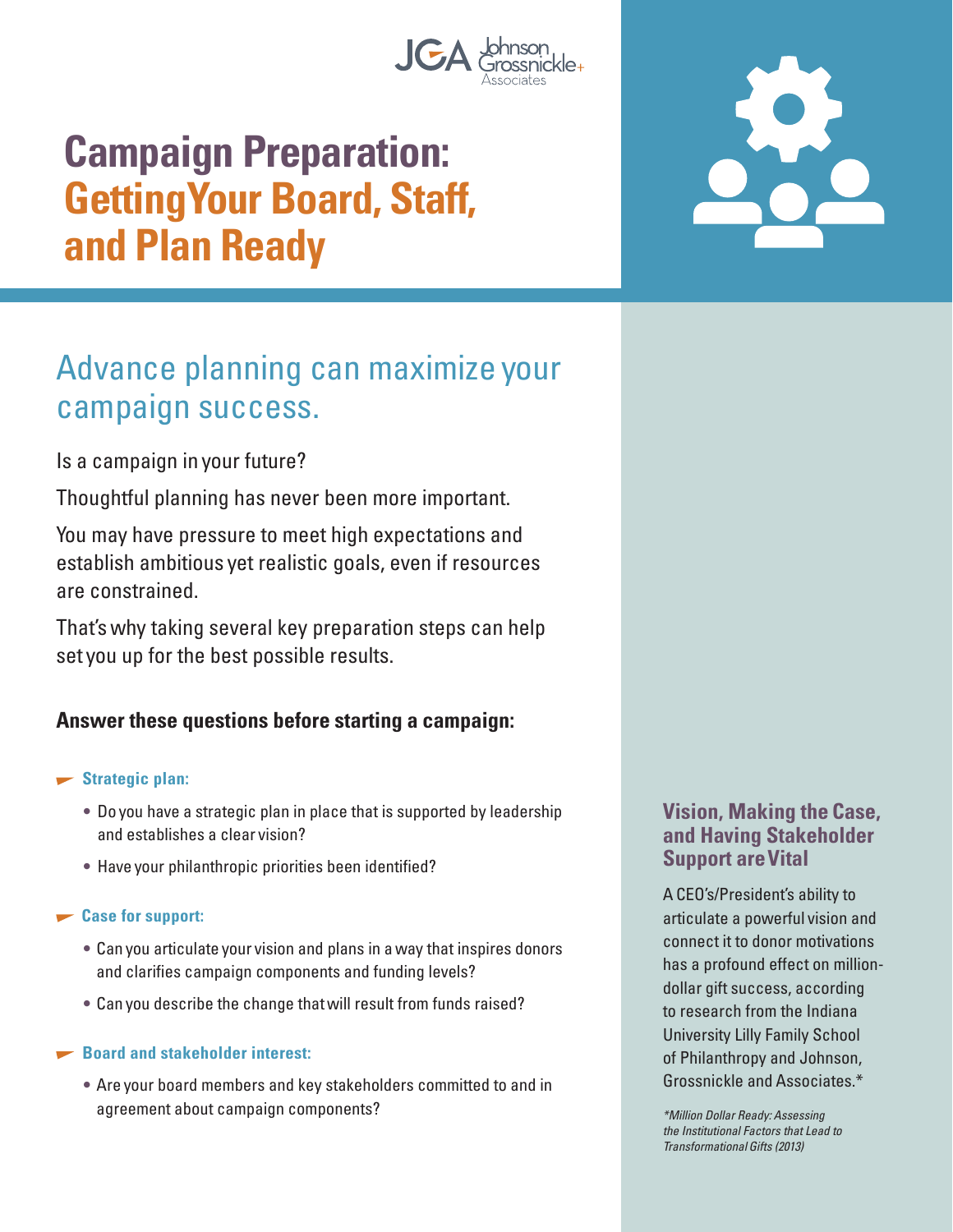# Campaign Preparation: Getting Your Board, Staff, and Plan Ready

## Advance planning can maximize your campaign success.

Is a campaign in your future?

Thoughtful planning has never been more important.

You may have pressure to meet high expectations and establish ambitious yet realistic goals, even if resources are constrained.

That's why taking several key preparation steps can help set you up for the best possible results.

### Answer these questions before starting a campaign:

**Strategic plan:**

- Do you have a strategic plan in place that is supported by leadership and establishes a clear vision?
- Have your philanthropic priorities been identified?

**Case for support:**

- Can you articulate your vision and plans in a way that inspires donors and clarifies campaign components and funding levels?
- Can you describe the change that will result from funds raised?

**Board and stakeholder interest:**

- Are your board members and key stakeholders committed to and in agreement about campaign components?

### Vision, Making the Case, and Having Stakeholder Support are Vital

A CEO's/President's ability to articulate a powerful vision and connect it to donor motivations has a profound effect on million-dollar gift success, according to research from the Indiana University Lilly Family School of Philanthropy and Johnson, Grossnickle and Associates.*

*\*Million Dollar Ready: Assessing the Institutional Factors that Lead to Transformational Gifts (2013)*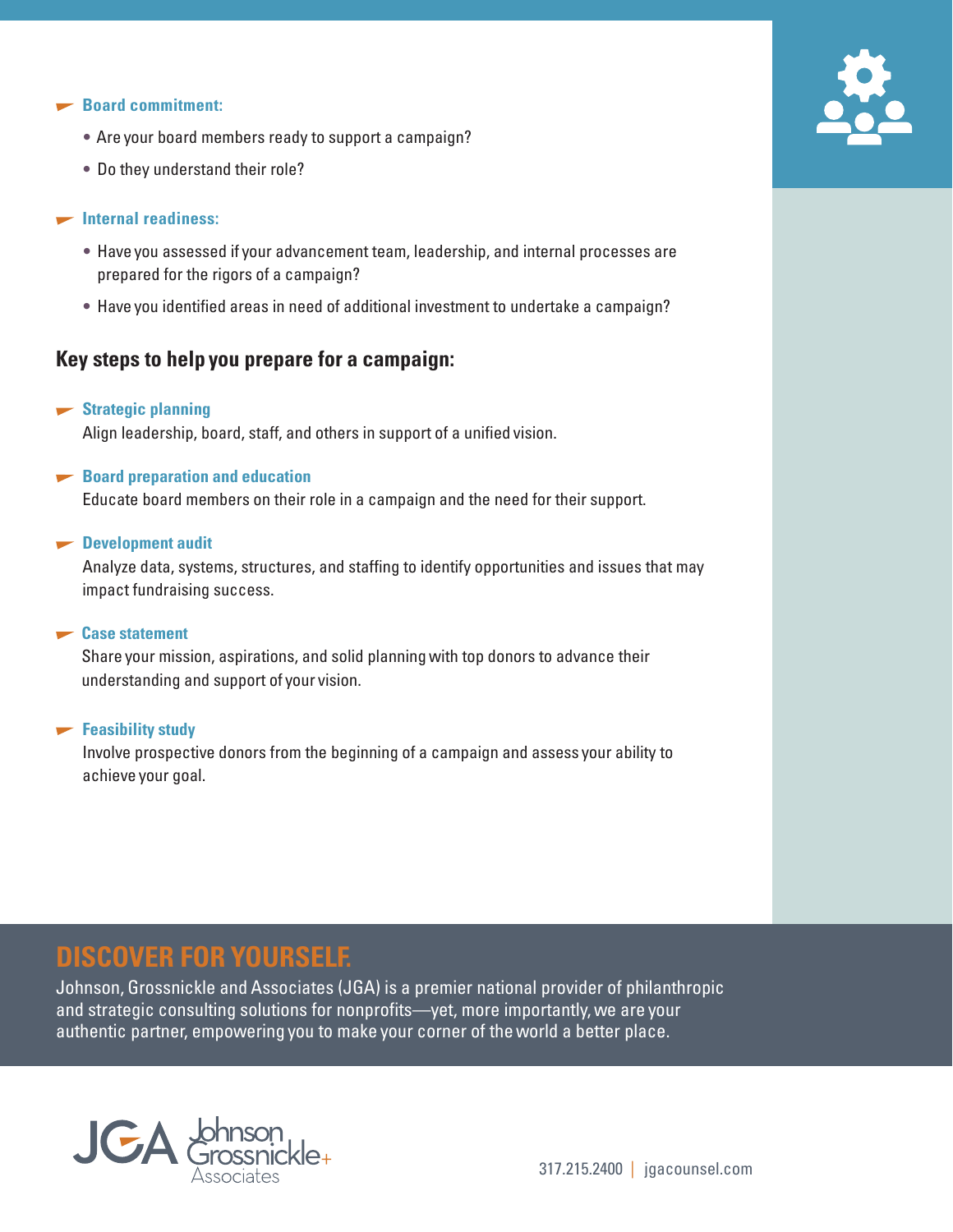**Board commitment:**

- Are your board members ready to support a campaign?
- Do they understand their role?

**Internal readiness:**

- Have you assessed if your advancement team, leadership, and internal processes are prepared for the rigors of a campaign?
- Have you identified areas in need of additional investment to undertake a campaign?

## Key steps to help you prepare for a campaign:

**Strategic planning**
Align leadership, board, staff, and others in support of a unified vision.

**Board preparation and education**
Educate board members on their role in a campaign and the need for their support.

**Development audit**
Analyze data, systems, structures, and staffing to identify opportunities and issues that may impact fundraising success.

**Case statement**
Share your mission, aspirations, and solid planning with top donors to advance their understanding and support of your vision.

**Feasibility study**
Involve prospective donors from the beginning of a campaign and assess your ability to achieve your goal.

## DISCOVER FOR YOURSELF.

Johnson, Grossnickle and Associates (JGA) is a premier national provider of philanthropic and strategic consulting solutions for nonprofits—yet, more importantly, we are your authentic partner, empowering you to make your corner of the world a better place.

JGA Johnson Grossnickle+ Associates

317.215.2400 | jgacounsel.com